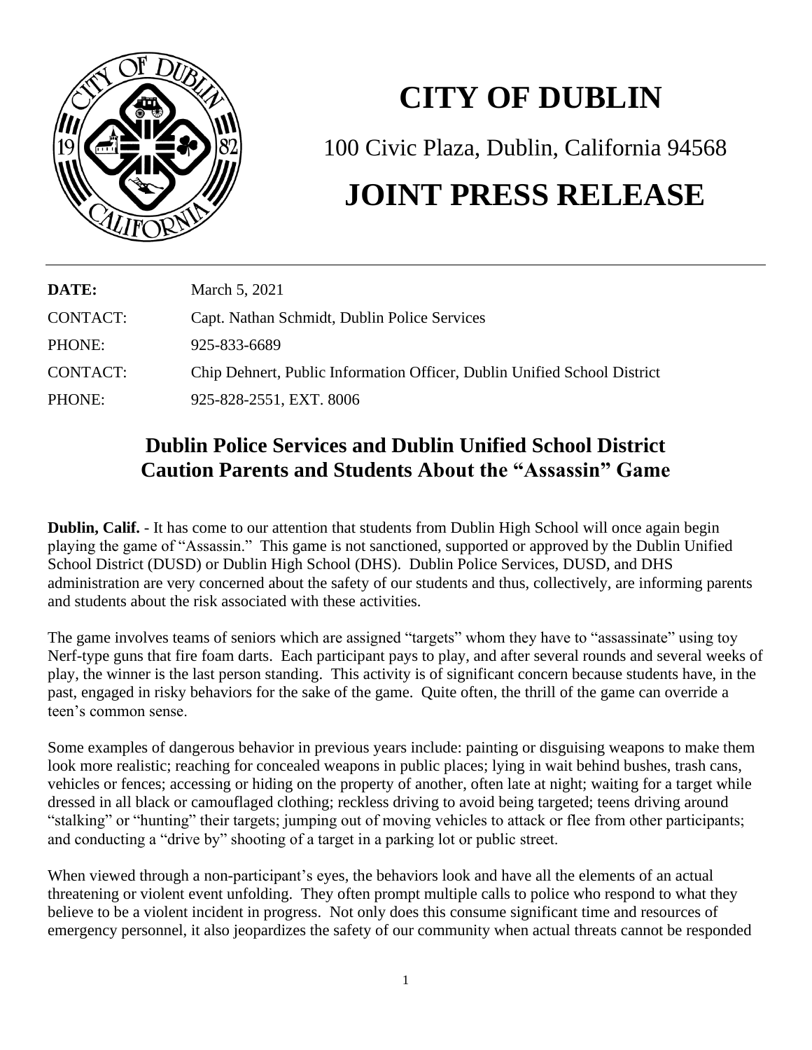# CITY OF DUBLIN

100 Civic Plaza, Dublin, California 94568

# JOINT PRESS RELEASE

| | |
|---|---|
| **DATE:** | March 5, 2021 |
| CONTACT: | Capt. Nathan Schmidt, Dublin Police Services |
| PHONE: | 925-833-6689 |
| CONTACT: | Chip Dehnert, Public Information Officer, Dublin Unified School District |
| PHONE: | 925-828-2551, EXT. 8006 |

## Dublin Police Services and Dublin Unified School District Caution Parents and Students About the "Assassin" Game

**Dublin, Calif.** - It has come to our attention that students from Dublin High School will once again begin playing the game of "Assassin." This game is not sanctioned, supported or approved by the Dublin Unified School District (DUSD) or Dublin High School (DHS). Dublin Police Services, DUSD, and DHS administration are very concerned about the safety of our students and thus, collectively, are informing parents and students about the risk associated with these activities.

The game involves teams of seniors which are assigned "targets" whom they have to "assassinate" using toy Nerf-type guns that fire foam darts. Each participant pays to play, and after several rounds and several weeks of play, the winner is the last person standing. This activity is of significant concern because students have, in the past, engaged in risky behaviors for the sake of the game. Quite often, the thrill of the game can override a teen's common sense.

Some examples of dangerous behavior in previous years include: painting or disguising weapons to make them look more realistic; reaching for concealed weapons in public places; lying in wait behind bushes, trash cans, vehicles or fences; accessing or hiding on the property of another, often late at night; waiting for a target while dressed in all black or camouflaged clothing; reckless driving to avoid being targeted; teens driving around "stalking" or "hunting" their targets; jumping out of moving vehicles to attack or flee from other participants; and conducting a "drive by" shooting of a target in a parking lot or public street.

When viewed through a non-participant's eyes, the behaviors look and have all the elements of an actual threatening or violent event unfolding. They often prompt multiple calls to police who respond to what they believe to be a violent incident in progress. Not only does this consume significant time and resources of emergency personnel, it also jeopardizes the safety of our community when actual threats cannot be responded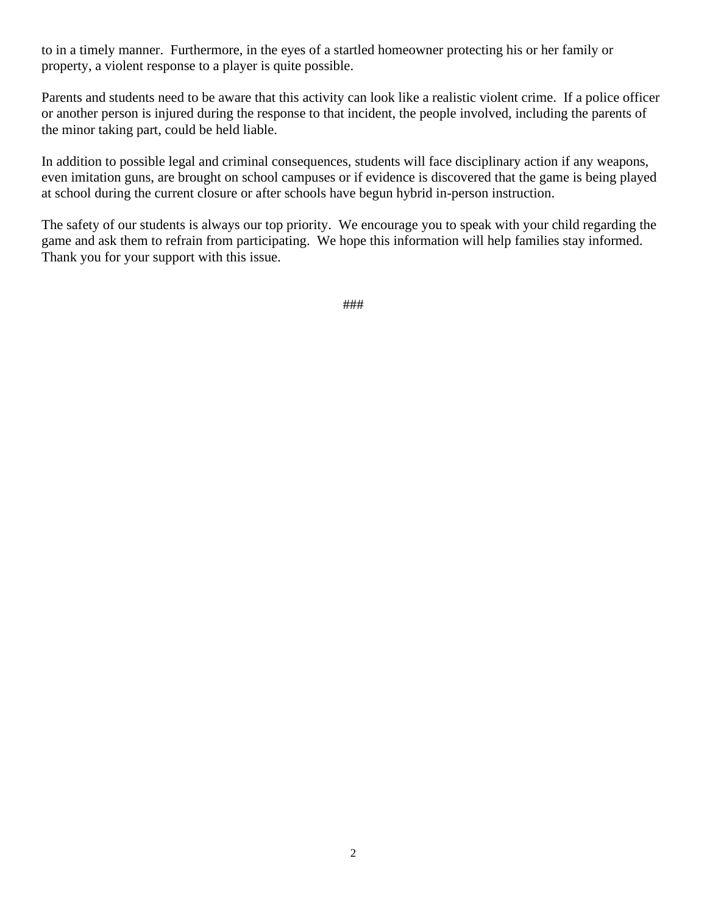to in a timely manner. Furthermore, in the eyes of a startled homeowner protecting his or her family or property, a violent response to a player is quite possible.

Parents and students need to be aware that this activity can look like a realistic violent crime. If a police officer or another person is injured during the response to that incident, the people involved, including the parents of the minor taking part, could be held liable.

In addition to possible legal and criminal consequences, students will face disciplinary action if any weapons, even imitation guns, are brought on school campuses or if evidence is discovered that the game is being played at school during the current closure or after schools have begun hybrid in-person instruction.

The safety of our students is always our top priority. We encourage you to speak with your child regarding the game and ask them to refrain from participating. We hope this information will help families stay informed. Thank you for your support with this issue.

###